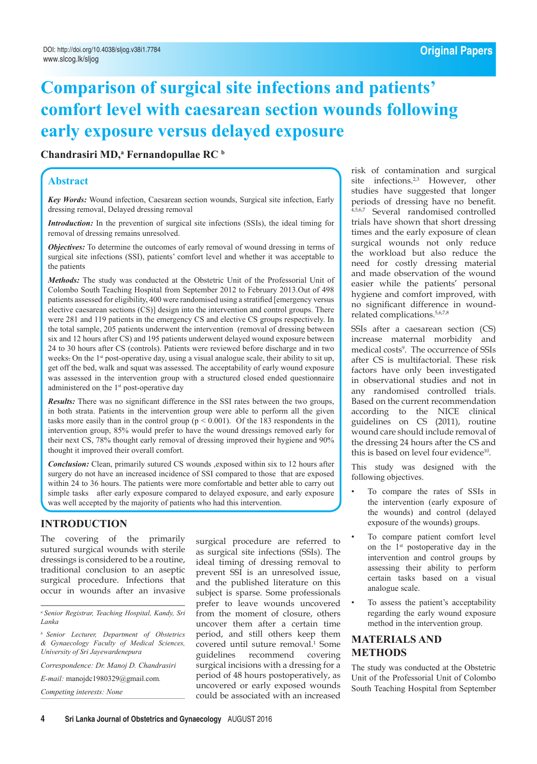DOI: http://doi.org/10.4038/sljog.v38i1.7784
www.slcog.lk/sljog

Original Papers

# Comparison of surgical site infections and patients' comfort level with caesarean section wounds following early exposure versus delayed exposure

**Chandrasiri MD,[a] Fernandopullae RC [b]**

## Abstract

***Key Words:*** Wound infection, Caesarean section wounds, Surgical site infection, Early dressing removal, Delayed dressing removal

***Introduction:*** In the prevention of surgical site infections (SSIs), the ideal timing for removal of dressing remains unresolved.

***Objectives:*** To determine the outcomes of early removal of wound dressing in terms of surgical site infections (SSI), patients' comfort level and whether it was acceptable to the patients

***Methods:*** The study was conducted at the Obstetric Unit of the Professorial Unit of Colombo South Teaching Hospital from September 2012 to February 2013.Out of 498 patients assessed for eligibility, 400 were randomised using a stratified [emergency versus elective caesarean sections (CS)] design into the intervention and control groups. There were 281 and 119 patients in the emergency CS and elective CS groups respectively. In the total sample, 205 patients underwent the intervention (removal of dressing between six and 12 hours after CS) and 195 patients underwent delayed wound exposure between 24 to 30 hours after CS (controls). Patients were reviewed before discharge and in two weeks. On the 1st post-operative day, using a visual analogue scale, their ability to sit up, get off the bed, walk and squat was assessed. The acceptability of early wound exposure was assessed in the intervention group with a structured closed ended questionnaire administered on the 1st post-operative day

***Results:*** There was no significant difference in the SSI rates between the two groups, in both strata. Patients in the intervention group were able to perform all the given tasks more easily than in the control group ($p < 0.001$). Of the 183 respondents in the intervention group, 85% would prefer to have the wound dressings removed early for their next CS, 78% thought early removal of dressing improved their hygiene and 90% thought it improved their overall comfort.

***Conclusion:*** Clean, primarily sutured CS wounds ,exposed within six to 12 hours after surgery do not have an increased incidence of SSI compared to those that are exposed within 24 to 36 hours. The patients were more comfortable and better able to carry out simple tasks after early exposure compared to delayed exposure, and early exposure was well accepted by the majority of patients who had this intervention.

## INTRODUCTION

The covering of the primarily sutured surgical wounds with sterile dressings is considered to be a routine, traditional conclusion to an aseptic surgical procedure. Infections that occur in wounds after an invasive surgical procedure are referred to as surgical site infections (SSIs). The ideal timing of dressing removal to prevent SSI is an unresolved issue, and the published literature on this subject is sparse. Some professionals prefer to leave wounds uncovered from the moment of closure, others uncover them after a certain time period, and still others keep them covered until suture removal.[1] Some guidelines recommend covering surgical incisions with a dressing for a period of 48 hours postoperatively, as uncovered or early exposed wounds could be associated with an increased risk of contamination and surgical site infections.[2,3] However, other studies have suggested that longer periods of dressing have no benefit.[4,5,6,7] Several randomised controlled trials have shown that short dressing times and the early exposure of clean surgical wounds not only reduce the workload but also reduce the need for costly dressing material and made observation of the wound easier while the patients' personal hygiene and comfort improved, with no significant difference in wound-related complications.[5,6,7,8]

SSIs after a caesarean section (CS) increase maternal morbidity and medical costs[9]. The occurrence of SSIs after CS is multifactorial. These risk factors have only been investigated in observational studies and not in any randomised controlled trials. Based on the current recommendation according to the NICE clinical guidelines on CS (2011), routine wound care should include removal of the dressing 24 hours after the CS and this is based on level four evidence[10].

This study was designed with the following objectives.

- To compare the rates of SSIs in the intervention (early exposure of the wounds) and control (delayed exposure of the wounds) groups.
- To compare patient comfort level on the 1st postoperative day in the intervention and control groups by assessing their ability to perform certain tasks based on a visual analogue scale.
- To assess the patient's acceptability regarding the early wound exposure method in the intervention group.

## MATERIALS AND METHODS

The study was conducted at the Obstetric Unit of the Professorial Unit of Colombo South Teaching Hospital from September

---

[a] *Senior Registrar, Teaching Hospital, Kandy, Sri Lanka*

[b] *Senior Lecturer, Department of Obstetrics & Gynaecology Faculty of Medical Sciences, University of Sri Jayewardenepura*

*Correspondence: Dr. Manoj D. Chandrasiri*

*E-mail:* manojdc1980329@gmail.com.

*Competing interests: None*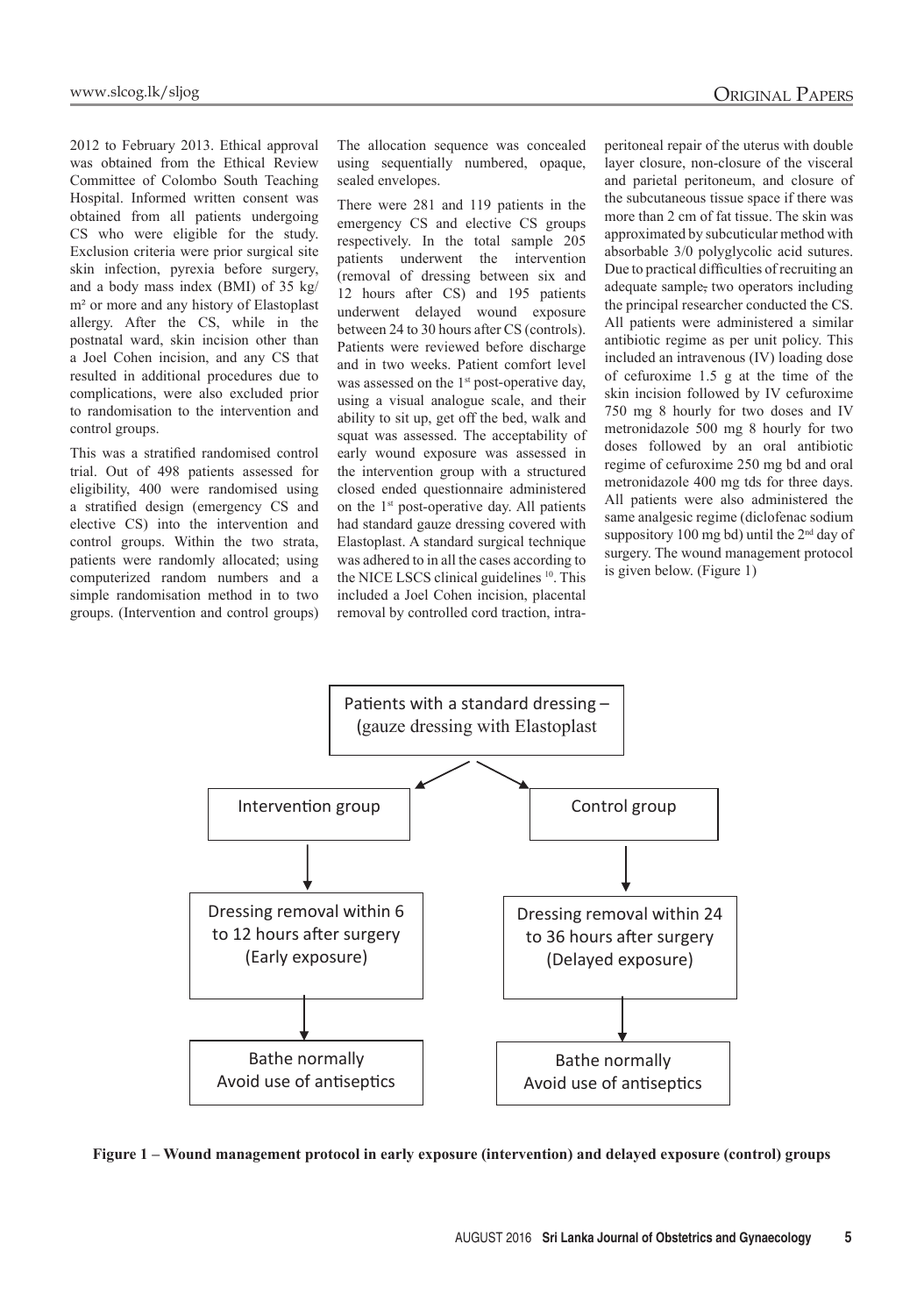2012 to February 2013. Ethical approval was obtained from the Ethical Review Committee of Colombo South Teaching Hospital. Informed written consent was obtained from all patients undergoing CS who were eligible for the study. Exclusion criteria were prior surgical site skin infection, pyrexia before surgery, and a body mass index (BMI) of 35 kg/m² or more and any history of Elastoplast allergy. After the CS, while in the postnatal ward, skin incision other than a Joel Cohen incision, and any CS that resulted in additional procedures due to complications, were also excluded prior to randomisation to the intervention and control groups.

This was a stratified randomised control trial. Out of 498 patients assessed for eligibility, 400 were randomised using a stratified design (emergency CS and elective CS) into the intervention and control groups. Within the two strata, patients were randomly allocated; using computerized random numbers and a simple randomisation method in to two groups. (Intervention and control groups) The allocation sequence was concealed using sequentially numbered, opaque, sealed envelopes.

There were 281 and 119 patients in the emergency CS and elective CS groups respectively. In the total sample 205 patients underwent the intervention (removal of dressing between six and 12 hours after CS) and 195 patients underwent delayed wound exposure between 24 to 30 hours after CS (controls). Patients were reviewed before discharge and in two weeks. Patient comfort level was assessed on the 1st post-operative day, using a visual analogue scale, and their ability to sit up, get off the bed, walk and squat was assessed. The acceptability of early wound exposure was assessed in the intervention group with a structured closed ended questionnaire administered on the 1st post-operative day. All patients had standard gauze dressing covered with Elastoplast. A standard surgical technique was adhered to in all the cases according to the NICE LSCS clinical guidelines [10]. This included a Joel Cohen incision, placental removal by controlled cord traction, intra-peritoneal repair of the uterus with double layer closure, non-closure of the visceral and parietal peritoneum, and closure of the subcutaneous tissue space if there was more than 2 cm of fat tissue. The skin was approximated by subcuticular method with absorbable 3/0 polyglycolic acid sutures. Due to practical difficulties of recruiting an adequate sample, two operators including the principal researcher conducted the CS. All patients were administered a similar antibiotic regime as per unit policy. This included an intravenous (IV) loading dose of cefuroxime 1.5 g at the time of the skin incision followed by IV cefuroxime 750 mg 8 hourly for two doses and IV metronidazole 500 mg 8 hourly for two doses followed by an oral antibiotic regime of cefuroxime 250 mg bd and oral metronidazole 400 mg tds for three days. All patients were also administered the same analgesic regime (diclofenac sodium suppository 100 mg bd) until the 2nd day of surgery. The wound management protocol is given below. (Figure 1)

```
              Patients with a standard dressing –
                (gauze dressing with Elastoplast
                 /                          \
      Intervention group                Control group
              |                              |
  Dressing removal within 6      Dressing removal within 24
   to 12 hours after surgery      to 36 hours after surgery
       (Early exposure)              (Delayed exposure)
              |                              |
       Bathe normally                  Bathe normally
   Avoid use of antiseptics        Avoid use of antiseptics
```

**Figure 1 – Wound management protocol in early exposure (intervention) and delayed exposure (control) groups**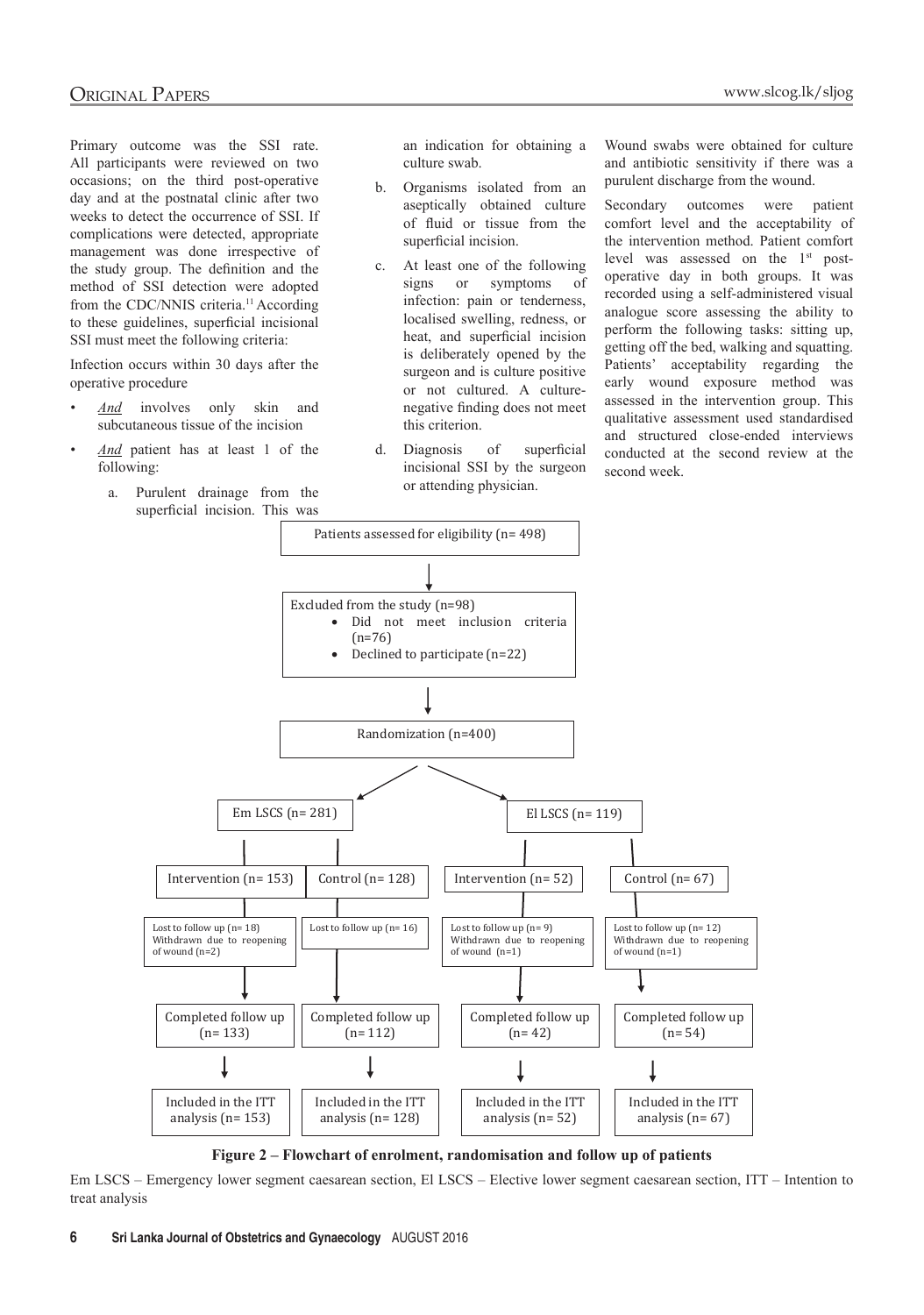Primary outcome was the SSI rate. All participants were reviewed on two occasions; on the third post-operative day and at the postnatal clinic after two weeks to detect the occurrence of SSI. If complications were detected, appropriate management was done irrespective of the study group. The definition and the method of SSI detection were adopted from the CDC/NNIS criteria.[11] According to these guidelines, superficial incisional SSI must meet the following criteria:

Infection occurs within 30 days after the operative procedure

- *And* involves only skin and subcutaneous tissue of the incision
- *And* patient has at least 1 of the following:
  a. Purulent drainage from the superficial incision. This was an indication for obtaining a culture swab.
  b. Organisms isolated from an aseptically obtained culture of fluid or tissue from the superficial incision.
  c. At least one of the following signs or symptoms of infection: pain or tenderness, localised swelling, redness, or heat, and superficial incision is deliberately opened by the surgeon and is culture positive or not cultured. A culture-negative finding does not meet this criterion.
  d. Diagnosis of superficial incisional SSI by the surgeon or attending physician.

Wound swabs were obtained for culture and antibiotic sensitivity if there was a purulent discharge from the wound.

Secondary outcomes were patient comfort level and the acceptability of the intervention method. Patient comfort level was assessed on the 1[st] post-operative day in both groups. It was recorded using a self-administered visual analogue score assessing the ability to perform the following tasks: sitting up, getting off the bed, walking and squatting. Patients' acceptability regarding the early wound exposure method was assessed in the intervention group. This qualitative assessment used standardised and structured close-ended interviews conducted at the second review at the second week.

Patients assessed for eligibility (n= 498)

Excluded from the study (n=98)
- Did not meet inclusion criteria (n=76)
- Declined to participate (n=22)

Randomization (n=400)

| Em LSCS (n= 281) | | El LSCS (n= 119) | |
|---|---|---|---|
| Intervention (n= 153) | Control (n= 128) | Intervention (n= 52) | Control (n= 67) |
| Lost to follow up (n= 18) Withdrawn due to reopening of wound (n=2) | Lost to follow up (n= 16) | Lost to follow up (n= 9) Withdrawn due to reopening of wound (n=1) | Lost to follow up (n= 12) Withdrawn due to reopening of wound (n=1) |
| Completed follow up (n= 133) | Completed follow up (n= 112) | Completed follow up (n= 42) | Completed follow up (n= 54) |
| Included in the ITT analysis (n= 153) | Included in the ITT analysis (n= 128) | Included in the ITT analysis (n= 52) | Included in the ITT analysis (n= 67) |

**Figure 2 – Flowchart of enrolment, randomisation and follow up of patients**

Em LSCS – Emergency lower segment caesarean section, El LSCS – Elective lower segment caesarean section, ITT – Intention to treat analysis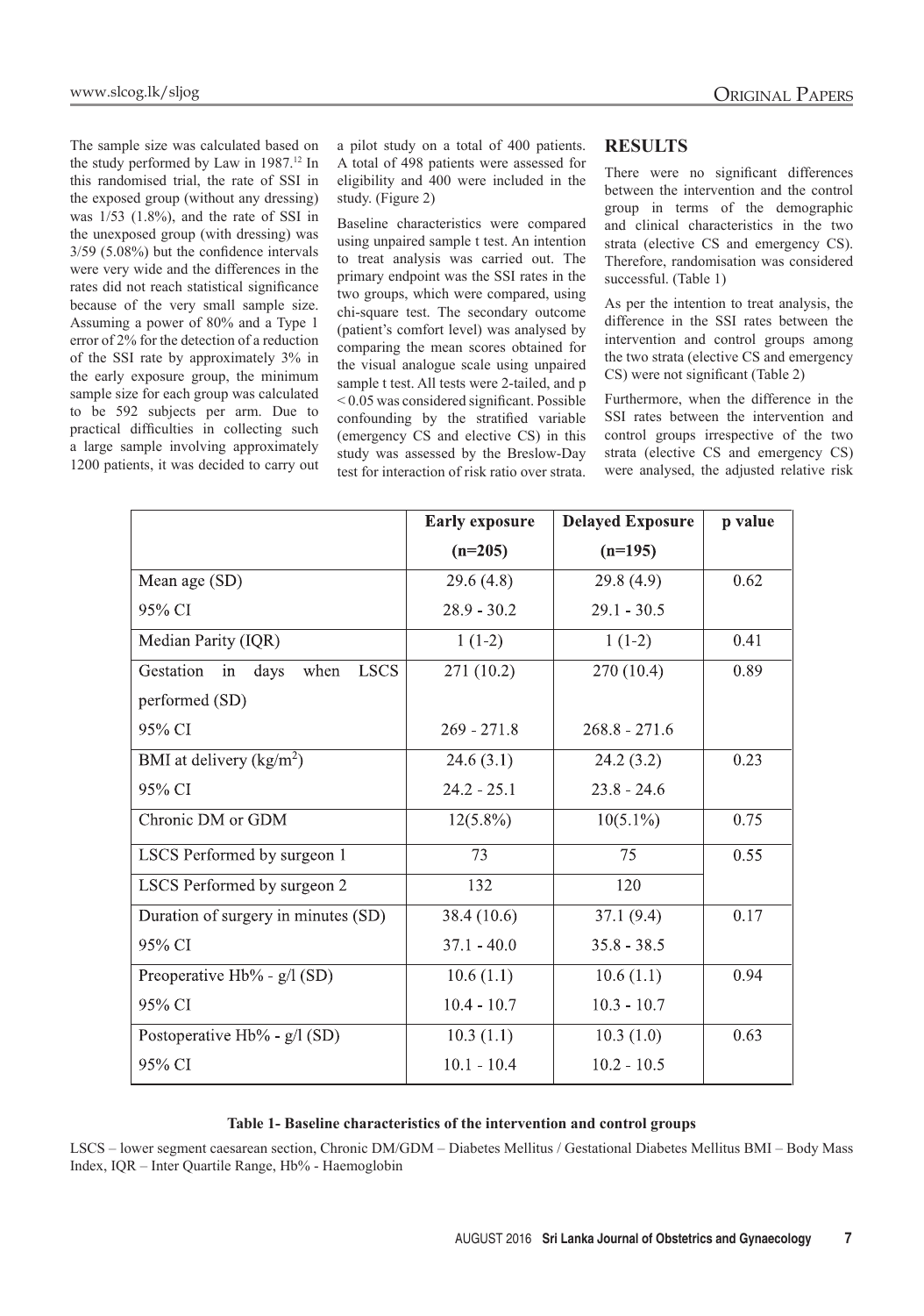The sample size was calculated based on the study performed by Law in 1987.[12] In this randomised trial, the rate of SSI in the exposed group (without any dressing) was 1/53 (1.8%), and the rate of SSI in the unexposed group (with dressing) was 3/59 (5.08%) but the confidence intervals were very wide and the differences in the rates did not reach statistical significance because of the very small sample size. Assuming a power of 80% and a Type 1 error of 2% for the detection of a reduction of the SSI rate by approximately 3% in the early exposure group, the minimum sample size for each group was calculated to be 592 subjects per arm. Due to practical difficulties in collecting such a large sample involving approximately 1200 patients, it was decided to carry out a pilot study on a total of 400 patients. A total of 498 patients were assessed for eligibility and 400 were included in the study. (Figure 2)

Baseline characteristics were compared using unpaired sample t test. An intention to treat analysis was carried out. The primary endpoint was the SSI rates in the two groups, which were compared, using chi-square test. The secondary outcome (patient's comfort level) was analysed by comparing the mean scores obtained for the visual analogue scale using unpaired sample t test. All tests were 2-tailed, and $p < 0.05$ was considered significant. Possible confounding by the stratified variable (emergency CS and elective CS) in this study was assessed by the Breslow-Day test for interaction of risk ratio over strata.

## RESULTS

There were no significant differences between the intervention and the control group in terms of the demographic and clinical characteristics in the two strata (elective CS and emergency CS). Therefore, randomisation was considered successful. (Table 1)

As per the intention to treat analysis, the difference in the SSI rates between the intervention and control groups among the two strata (elective CS and emergency CS) were not significant (Table 2)

Furthermore, when the difference in the SSI rates between the intervention and control groups irrespective of the two strata (elective CS and emergency CS) were analysed, the adjusted relative risk

| | Early exposure (n=205) | Delayed Exposure (n=195) | p value |
|---|---|---|---|
| Mean age (SD) | 29.6 (4.8) | 29.8 (4.9) | 0.62 |
| 95% CI | 28.9 - 30.2 | 29.1 - 30.5 | |
| Median Parity (IQR) | 1 (1-2) | 1 (1-2) | 0.41 |
| Gestation in days when LSCS performed (SD) | 271 (10.2) | 270 (10.4) | 0.89 |
| 95% CI | 269 - 271.8 | 268.8 - 271.6 | |
| BMI at delivery (kg/m$^2$) | 24.6 (3.1) | 24.2 (3.2) | 0.23 |
| 95% CI | 24.2 - 25.1 | 23.8 - 24.6 | |
| Chronic DM or GDM | 12(5.8%) | 10(5.1%) | 0.75 |
| LSCS Performed by surgeon 1 | 73 | 75 | 0.55 |
| LSCS Performed by surgeon 2 | 132 | 120 | |
| Duration of surgery in minutes (SD) | 38.4 (10.6) | 37.1 (9.4) | 0.17 |
| 95% CI | 37.1 - 40.0 | 35.8 - 38.5 | |
| Preoperative Hb% - g/l (SD) | 10.6 (1.1) | 10.6 (1.1) | 0.94 |
| 95% CI | 10.4 - 10.7 | 10.3 - 10.7 | |
| Postoperative Hb% - g/l (SD) | 10.3 (1.1) | 10.3 (1.0) | 0.63 |
| 95% CI | 10.1 - 10.4 | 10.2 - 10.5 | |

**Table 1- Baseline characteristics of the intervention and control groups**

LSCS – lower segment caesarean section, Chronic DM/GDM – Diabetes Mellitus / Gestational Diabetes Mellitus BMI – Body Mass Index, IQR – Inter Quartile Range, Hb% - Haemoglobin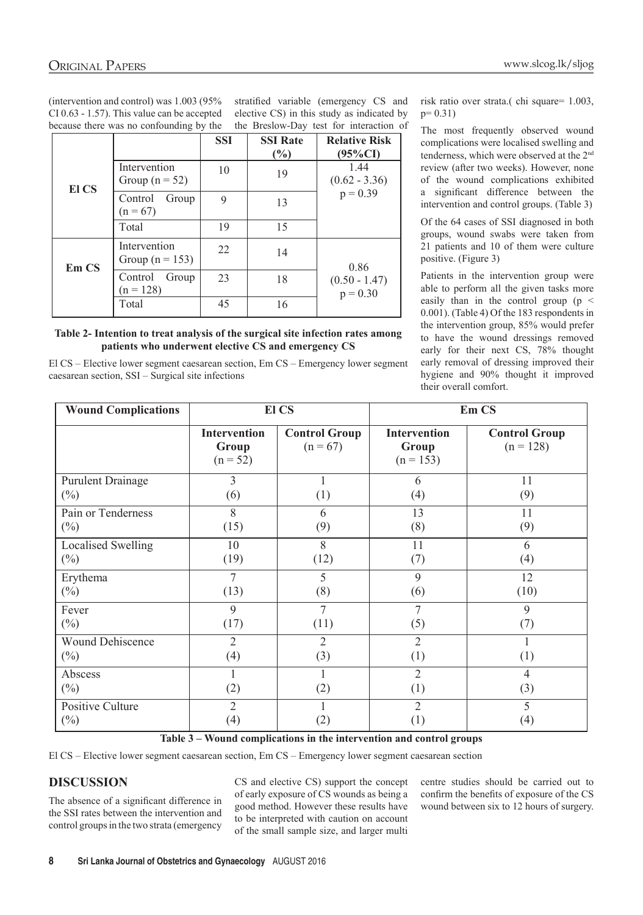(intervention and control) was 1.003 (95% CI 0.63 - 1.57). This value can be accepted because there was no confounding by the stratified variable (emergency CS and elective CS) in this study as indicated by the Breslow-Day test for interaction of risk ratio over strata.( chi square= 1.003, p= 0.31)

| | | SSI | SSI Rate (%) | Relative Risk (95%CI) |
|---|---|---|---|---|
| El CS | Intervention Group (n = 52) | 10 | 19 | 1.44 (0.62 - 3.36) p = 0.39 |
| | Control Group (n = 67) | 9 | 13 | |
| | Total | 19 | 15 | |
| Em CS | Intervention Group (n = 153) | 22 | 14 | 0.86 (0.50 - 1.47) p = 0.30 |
| | Control Group (n = 128) | 23 | 18 | |
| | Total | 45 | 16 | |

**Table 2- Intention to treat analysis of the surgical site infection rates among patients who underwent elective CS and emergency CS**

El CS – Elective lower segment caesarean section, Em CS – Emergency lower segment caesarean section, SSI – Surgical site infections

The most frequently observed wound complications were localised swelling and tenderness, which were observed at the 2nd review (after two weeks). However, none of the wound complications exhibited a significant difference between the intervention and control groups. (Table 3)

Of the 64 cases of SSI diagnosed in both groups, wound swabs were taken from 21 patients and 10 of them were culture positive. (Figure 3)

Patients in the intervention group were able to perform all the given tasks more easily than in the control group ($p < 0.001$). (Table 4) Of the 183 respondents in the intervention group, 85% would prefer to have the wound dressings removed early for their next CS, 78% thought early removal of dressing improved their hygiene and 90% thought it improved their overall comfort.

| Wound Complications | El CS | | Em CS | |
|---|---|---|---|---|
| | Intervention Group (n = 52) | Control Group (n = 67) | Intervention Group (n = 153) | Control Group (n = 128) |
| Purulent Drainage (%) | 3 (6) | 1 (1) | 6 (4) | 11 (9) |
| Pain or Tenderness (%) | 8 (15) | 6 (9) | 13 (8) | 11 (9) |
| Localised Swelling (%) | 10 (19) | 8 (12) | 11 (7) | 6 (4) |
| Erythema (%) | 7 (13) | 5 (8) | 9 (6) | 12 (10) |
| Fever (%) | 9 (17) | 7 (11) | 7 (5) | 9 (7) |
| Wound Dehiscence (%) | 2 (4) | 2 (3) | 2 (1) | 1 (1) |
| Abscess (%) | 1 (2) | 1 (2) | 2 (1) | 4 (3) |
| Positive Culture (%) | 2 (4) | 1 (2) | 2 (1) | 5 (4) |

**Table 3 – Wound complications in the intervention and control groups**

El CS – Elective lower segment caesarean section, Em CS – Emergency lower segment caesarean section

## DISCUSSION

The absence of a significant difference in the SSI rates between the intervention and control groups in the two strata (emergency CS and elective CS) support the concept of early exposure of CS wounds as being a good method. However these results have to be interpreted with caution on account of the small sample size, and larger multi centre studies should be carried out to confirm the benefits of exposure of the CS wound between six to 12 hours of surgery.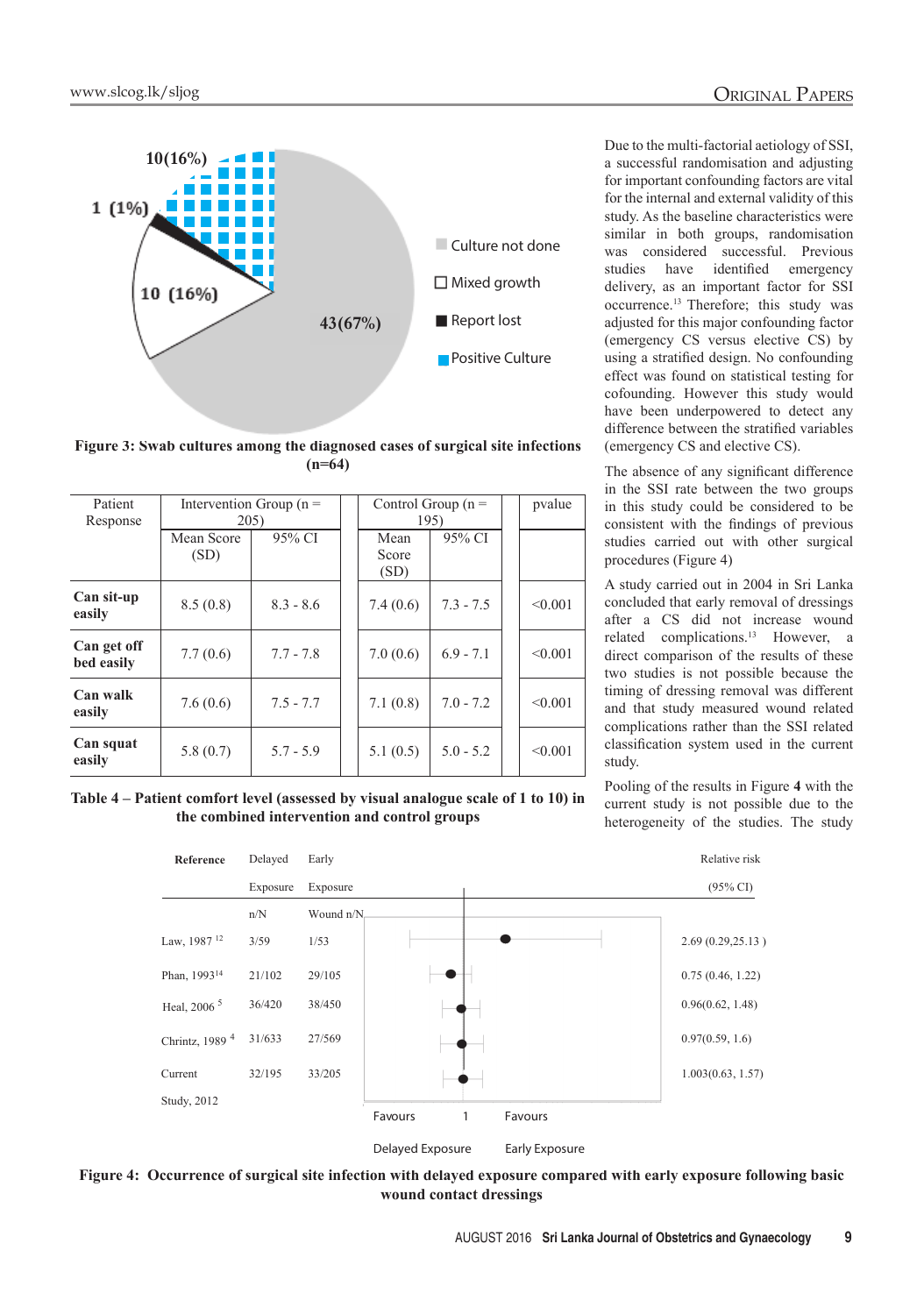Figure 3: Swab cultures among the diagnosed cases of surgical site infections (n=64)

| Patient Response | Intervention Group (n = 205) | | Control Group (n = 195) | | pvalue |
|---|---|---|---|---|---|
| | Mean Score (SD) | 95% CI | Mean Score (SD) | 95% CI | |
| **Can sit-up easily** | 8.5 (0.8) | 8.3 - 8.6 | 7.4 (0.6) | 7.3 - 7.5 | <0.001 |
| **Can get off bed easily** | 7.7 (0.6) | 7.7 - 7.8 | 7.0 (0.6) | 6.9 - 7.1 | <0.001 |
| **Can walk easily** | 7.6 (0.6) | 7.5 - 7.7 | 7.1 (0.8) | 7.0 - 7.2 | <0.001 |
| **Can squat easily** | 5.8 (0.7) | 5.7 - 5.9 | 5.1 (0.5) | 5.0 - 5.2 | <0.001 |

**Table 4 – Patient comfort level (assessed by visual analogue scale of 1 to 10) in the combined intervention and control groups**

| Reference | Delayed Exposure n/N | Early Exposure Wound n/N | Relative risk (95% CI) |
|---|---|---|---|
| Law, 1987 [12] | 3/59 | 1/53 | 2.69 (0.29,25.13 ) |
| Phan, 1993[14] | 21/102 | 29/105 | 0.75 (0.46, 1.22) |
| Heal, 2006 [5] | 36/420 | 38/450 | 0.96(0.62, 1.48) |
| Chrintz, 1989 [4] | 31/633 | 27/569 | 0.97(0.59, 1.6) |
| Current Study, 2012 | 32/195 | 33/205 | 1.003(0.63, 1.57) |

Favours Delayed Exposure — 1 — Favours Early Exposure

**Figure 4: Occurrence of surgical site infection with delayed exposure compared with early exposure following basic wound contact dressings**

Due to the multi-factorial aetiology of SSI, a successful randomisation and adjusting for important confounding factors are vital for the internal and external validity of this study. As the baseline characteristics were similar in both groups, randomisation was considered successful. Previous studies have identified emergency delivery, as an important factor for SSI occurrence.[13] Therefore; this study was adjusted for this major confounding factor (emergency CS versus elective CS) by using a stratified design. No confounding effect was found on statistical testing for cofounding. However this study would have been underpowered to detect any difference between the stratified variables (emergency CS and elective CS).

The absence of any significant difference in the SSI rate between the two groups in this study could be considered to be consistent with the findings of previous studies carried out with other surgical procedures (Figure 4)

A study carried out in 2004 in Sri Lanka concluded that early removal of dressings after a CS did not increase wound related complications.[13] However, a direct comparison of the results of these two studies is not possible because the timing of dressing removal was different and that study measured wound related complications rather than the SSI related classification system used in the current study.

Pooling of the results in Figure **4** with the current study is not possible due to the heterogeneity of the studies. The study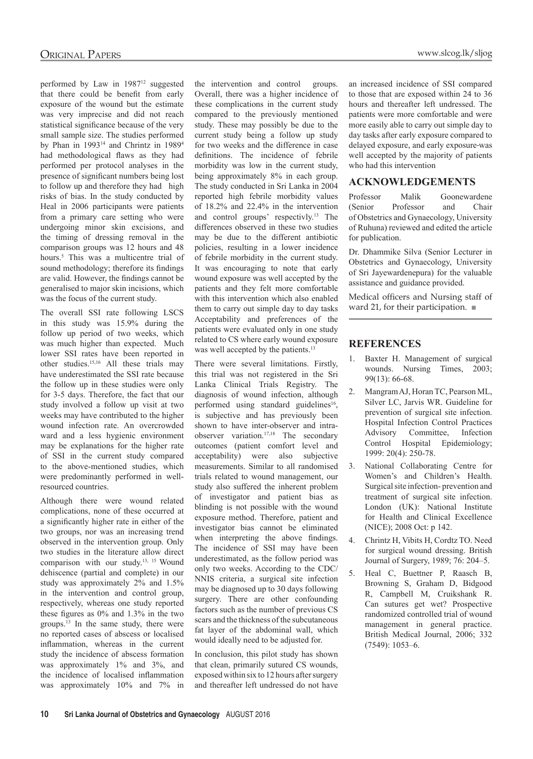performed by Law in 1987[12] suggested that there could be benefit from early exposure of the wound but the estimate was very imprecise and did not reach statistical significance because of the very small sample size. The studies performed by Phan in 1993[14] and Chrintz in 1989[4] had methodological flaws as they had performed per protocol analyses in the presence of significant numbers being lost to follow up and therefore they had high risks of bias. In the study conducted by Heal in 2006 participants were patients from a primary care setting who were undergoing minor skin excisions, and the timing of dressing removal in the comparison groups was 12 hours and 48 hours.[5] This was a multicentre trial of sound methodology; therefore its findings are valid. However, the findings cannot be generalised to major skin incisions, which was the focus of the current study.

The overall SSI rate following LSCS in this study was 15.9% during the follow up period of two weeks, which was much higher than expected. Much lower SSI rates have been reported in other studies.[15,16] All these trials may have underestimated the SSI rate because the follow up in these studies were only for 3-5 days. Therefore, the fact that our study involved a follow up visit at two weeks may have contributed to the higher wound infection rate. An overcrowded ward and a less hygienic environment may be explanations for the higher rate of SSI in the current study compared to the above-mentioned studies, which were predominantly performed in well-resourced countries.

Although there were wound related complications, none of these occurred at a significantly higher rate in either of the two groups, nor was an increasing trend observed in the intervention group. Only two studies in the literature allow direct comparison with our study.[13, 15] Wound dehiscence (partial and complete) in our study was approximately 2% and 1.5% in the intervention and control group, respectively, whereas one study reported these figures as 0% and 1.3% in the two groups.[13] In the same study, there were no reported cases of abscess or localised inflammation, whereas in the current study the incidence of abscess formation was approximately 1% and 3%, and the incidence of localised inflammation was approximately 10% and 7% in the intervention and control groups. Overall, there was a higher incidence of these complications in the current study compared to the previously mentioned study. These may possibly be due to the current study being a follow up study for two weeks and the difference in case definitions. The incidence of febrile morbidity was low in the current study, being approximately 8% in each group. The study conducted in Sri Lanka in 2004 reported high febrile morbidity values of 18.2% and 22.4% in the intervention and control groups' respectivly.[13] The differences observed in these two studies may be due to the different antibiotic policies, resulting in a lower incidence of febrile morbidity in the current study. It was encouraging to note that early wound exposure was well accepted by the patients and they felt more comfortable with this intervention which also enabled them to carry out simple day to day tasks Acceptability and preferences of the patients were evaluated only in one study related to CS where early wound exposure was well accepted by the patients.[13]

There were several limitations. Firstly, this trial was not registered in the Sri Lanka Clinical Trials Registry. The diagnosis of wound infection, although performed using standard guidelines[16], is subjective and has previously been shown to have inter-observer and intra-observer variation.[17,18] The secondary outcomes (patient comfort level and acceptability) were also subjective measurements. Similar to all randomised trials related to wound management, our study also suffered the inherent problem of investigator and patient bias as blinding is not possible with the wound exposure method. Therefore, patient and investigator bias cannot be eliminated when interpreting the above findings. The incidence of SSI may have been underestimated, as the follow period was only two weeks. According to the CDC/NNIS criteria, a surgical site infection may be diagnosed up to 30 days following surgery. There are other confounding factors such as the number of previous CS scars and the thickness of the subcutaneous fat layer of the abdominal wall, which would ideally need to be adjusted for.

In conclusion, this pilot study has shown that clean, primarily sutured CS wounds, exposed within six to 12 hours after surgery and thereafter left undressed do not have an increased incidence of SSI compared to those that are exposed within 24 to 36 hours and thereafter left undressed. The patients were more comfortable and were more easily able to carry out simple day to day tasks after early exposure compared to delayed exposure, and early exposure was well accepted by the majority of patients who had this intervention

## ACKNOWLEDGEMENTS

Professor Malik Goonewardene (Senior Professor and Chair of Obstetrics and Gynaecology, University of Ruhuna) reviewed and edited the article for publication.

Dr. Dhammike Silva (Senior Lecturer in Obstetrics and Gynaecology, University of Sri Jayewardenepura) for the valuable assistance and guidance provided.

Medical officers and Nursing staff of ward 21, for their participation.

## REFERENCES

1. Baxter H. Management of surgical wounds. Nursing Times, 2003; 99(13): 66-68.
2. Mangram AJ, Horan TC, Pearson ML, Silver LC, Jarvis WR. Guideline for prevention of surgical site infection. Hospital Infection Control Practices Advisory Committee, Infection Control Hospital Epidemiology; 1999: 20(4): 250-78.
3. National Collaborating Centre for Women's and Children's Health. Surgical site infection- prevention and treatment of surgical site infection. London (UK): National Institute for Health and Clinical Excellence (NICE); 2008 Oct: p 142.
4. Chrintz H, Vibits H, Cordtz TO. Need for surgical wound dressing. British Journal of Surgery, 1989; 76: 204–5.
5. Heal C, Buettner P, Raasch B, Browning S, Graham D, Bidgood R, Campbell M, Cruikshank R. Can sutures get wet? Prospective randomized controlled trial of wound management in general practice. British Medical Journal, 2006; 332 (7549): 1053–6.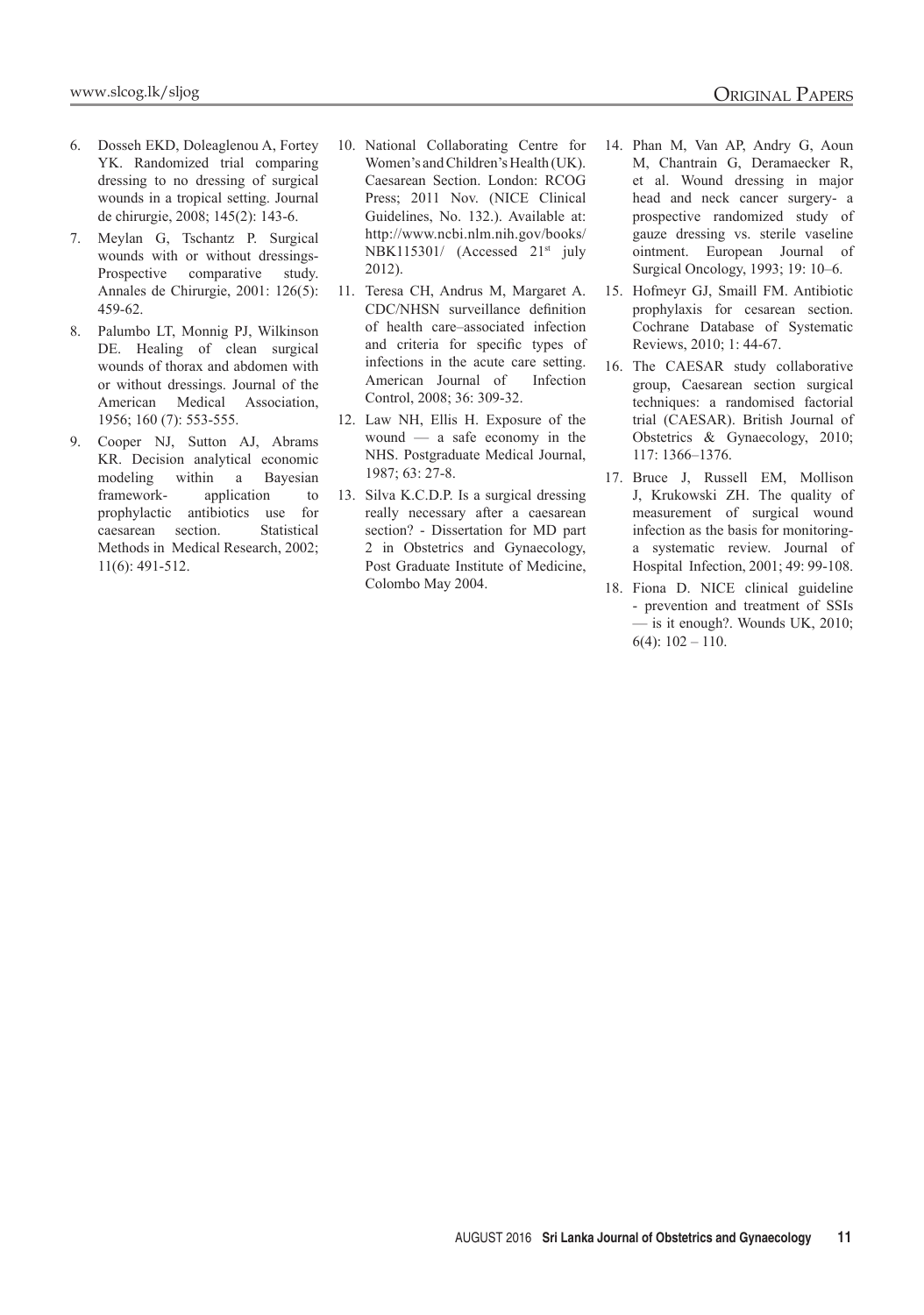6. Dosseh EKD, Doleaglenou A, Fortey YK. Randomized trial comparing dressing to no dressing of surgical wounds in a tropical setting. Journal de chirurgie, 2008; 145(2): 143-6.
7. Meylan G, Tschantz P. Surgical wounds with or without dressings- Prospective comparative study. Annales de Chirurgie, 2001: 126(5): 459-62.
8. Palumbo LT, Monnig PJ, Wilkinson DE. Healing of clean surgical wounds of thorax and abdomen with or without dressings. Journal of the American Medical Association, 1956; 160 (7): 553-555.
9. Cooper NJ, Sutton AJ, Abrams KR. Decision analytical economic modeling within a Bayesian framework- application to prophylactic antibiotics use for caesarean section. Statistical Methods in Medical Research, 2002; 11(6): 491-512.
10. National Collaborating Centre for Women's and Children's Health (UK). Caesarean Section. London: RCOG Press; 2011 Nov. (NICE Clinical Guidelines, No. 132.). Available at: http://www.ncbi.nlm.nih.gov/books/NBK115301/ (Accessed 21st july 2012).
11. Teresa CH, Andrus M, Margaret A. CDC/NHSN surveillance definition of health care–associated infection and criteria for specific types of infections in the acute care setting. American Journal of Infection Control, 2008; 36: 309-32.
12. Law NH, Ellis H. Exposure of the wound — a safe economy in the NHS. Postgraduate Medical Journal, 1987; 63: 27-8.
13. Silva K.C.D.P. Is a surgical dressing really necessary after a caesarean section? - Dissertation for MD part 2 in Obstetrics and Gynaecology, Post Graduate Institute of Medicine, Colombo May 2004.
14. Phan M, Van AP, Andry G, Aoun M, Chantrain G, Deramaecker R, et al. Wound dressing in major head and neck cancer surgery- a prospective randomized study of gauze dressing vs. sterile vaseline ointment. European Journal of Surgical Oncology, 1993; 19: 10–6.
15. Hofmeyr GJ, Smaill FM. Antibiotic prophylaxis for cesarean section. Cochrane Database of Systematic Reviews, 2010; 1: 44-67.
16. The CAESAR study collaborative group, Caesarean section surgical techniques: a randomised factorial trial (CAESAR). British Journal of Obstetrics & Gynaecology, 2010; 117: 1366–1376.
17. Bruce J, Russell EM, Mollison J, Krukowski ZH. The quality of measurement of surgical wound infection as the basis for monitoring- a systematic review. Journal of Hospital Infection, 2001; 49: 99-108.
18. Fiona D. NICE clinical guideline - prevention and treatment of SSIs — is it enough?. Wounds UK, 2010; 6(4): 102 – 110.